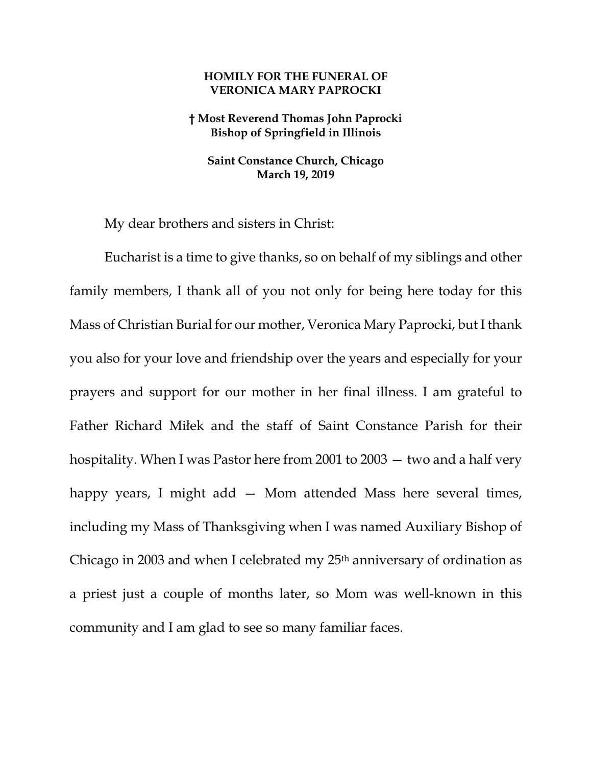**HOMILY FOR THE FUNERAL OF VERONICA MARY PAPROCKI**

**† Most Reverend Thomas John Paprocki**
**Bishop of Springfield in Illinois**

**Saint Constance Church, Chicago**
**March 19, 2019**

My dear brothers and sisters in Christ:

Eucharist is a time to give thanks, so on behalf of my siblings and other family members, I thank all of you not only for being here today for this Mass of Christian Burial for our mother, Veronica Mary Paprocki, but I thank you also for your love and friendship over the years and especially for your prayers and support for our mother in her final illness. I am grateful to Father Richard Miłek and the staff of Saint Constance Parish for their hospitality. When I was Pastor here from 2001 to 2003 — two and a half very happy years, I might add — Mom attended Mass here several times, including my Mass of Thanksgiving when I was named Auxiliary Bishop of Chicago in 2003 and when I celebrated my 25th anniversary of ordination as a priest just a couple of months later, so Mom was well-known in this community and I am glad to see so many familiar faces.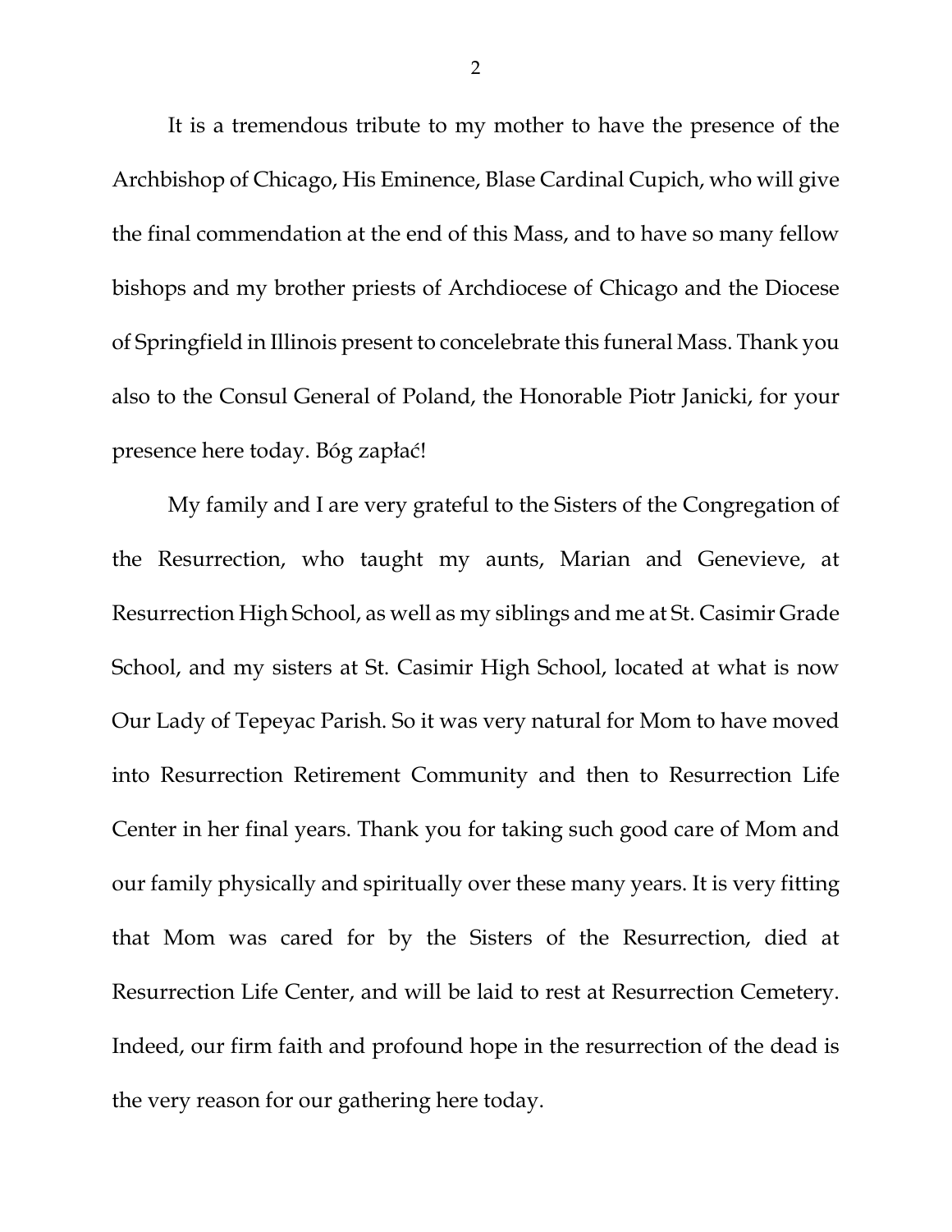It is a tremendous tribute to my mother to have the presence of the Archbishop of Chicago, His Eminence, Blase Cardinal Cupich, who will give the final commendation at the end of this Mass, and to have so many fellow bishops and my brother priests of Archdiocese of Chicago and the Diocese of Springfield in Illinois present to concelebrate this funeral Mass. Thank you also to the Consul General of Poland, the Honorable Piotr Janicki, for your presence here today. Bóg zapłać!

My family and I are very grateful to the Sisters of the Congregation of the Resurrection, who taught my aunts, Marian and Genevieve, at Resurrection High School, as well as my siblings and me at St. Casimir Grade School, and my sisters at St. Casimir High School, located at what is now Our Lady of Tepeyac Parish. So it was very natural for Mom to have moved into Resurrection Retirement Community and then to Resurrection Life Center in her final years. Thank you for taking such good care of Mom and our family physically and spiritually over these many years. It is very fitting that Mom was cared for by the Sisters of the Resurrection, died at Resurrection Life Center, and will be laid to rest at Resurrection Cemetery. Indeed, our firm faith and profound hope in the resurrection of the dead is the very reason for our gathering here today.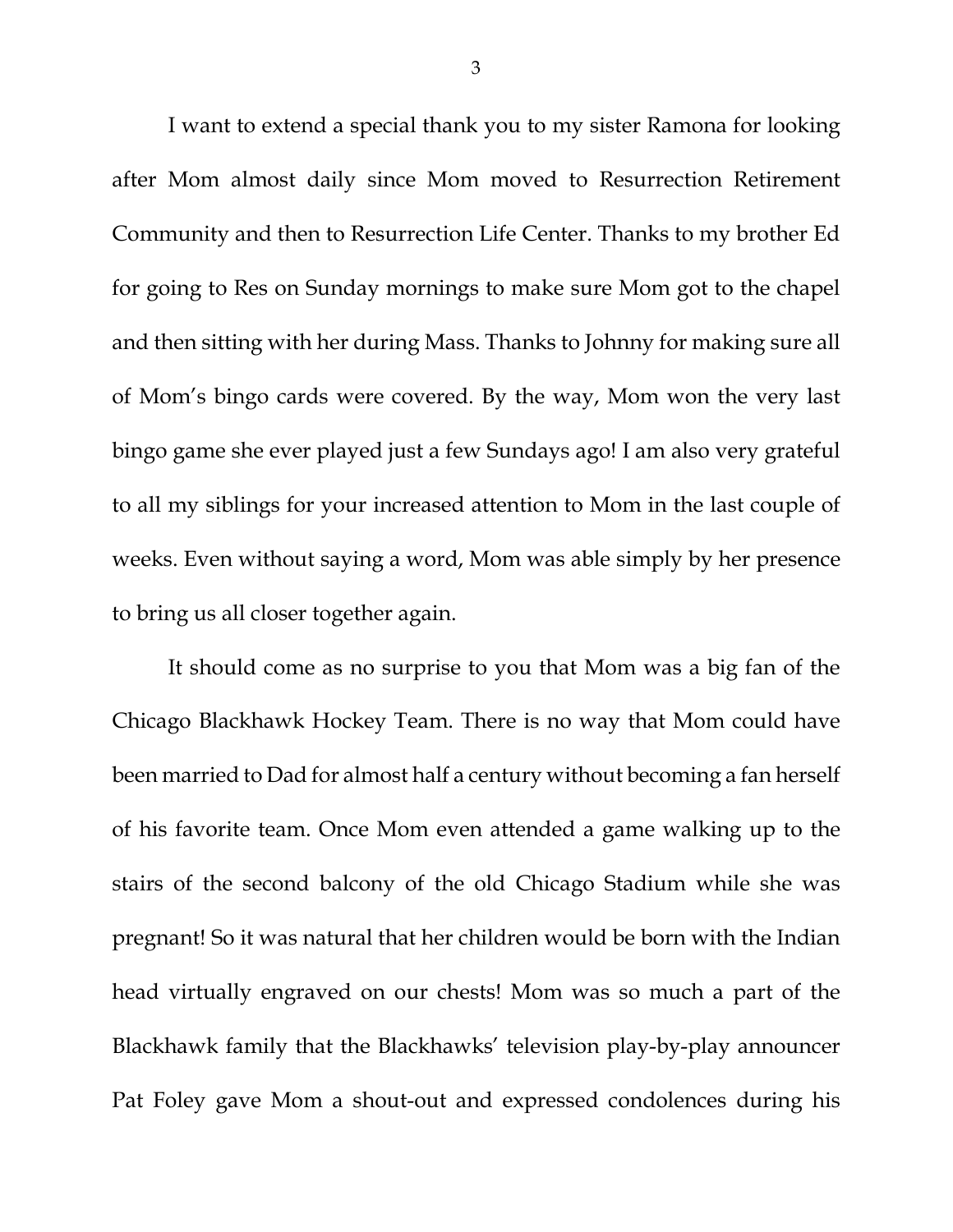I want to extend a special thank you to my sister Ramona for looking after Mom almost daily since Mom moved to Resurrection Retirement Community and then to Resurrection Life Center. Thanks to my brother Ed for going to Res on Sunday mornings to make sure Mom got to the chapel and then sitting with her during Mass. Thanks to Johnny for making sure all of Mom's bingo cards were covered. By the way, Mom won the very last bingo game she ever played just a few Sundays ago! I am also very grateful to all my siblings for your increased attention to Mom in the last couple of weeks. Even without saying a word, Mom was able simply by her presence to bring us all closer together again.

It should come as no surprise to you that Mom was a big fan of the Chicago Blackhawk Hockey Team. There is no way that Mom could have been married to Dad for almost half a century without becoming a fan herself of his favorite team. Once Mom even attended a game walking up to the stairs of the second balcony of the old Chicago Stadium while she was pregnant! So it was natural that her children would be born with the Indian head virtually engraved on our chests! Mom was so much a part of the Blackhawk family that the Blackhawks' television play-by-play announcer Pat Foley gave Mom a shout-out and expressed condolences during his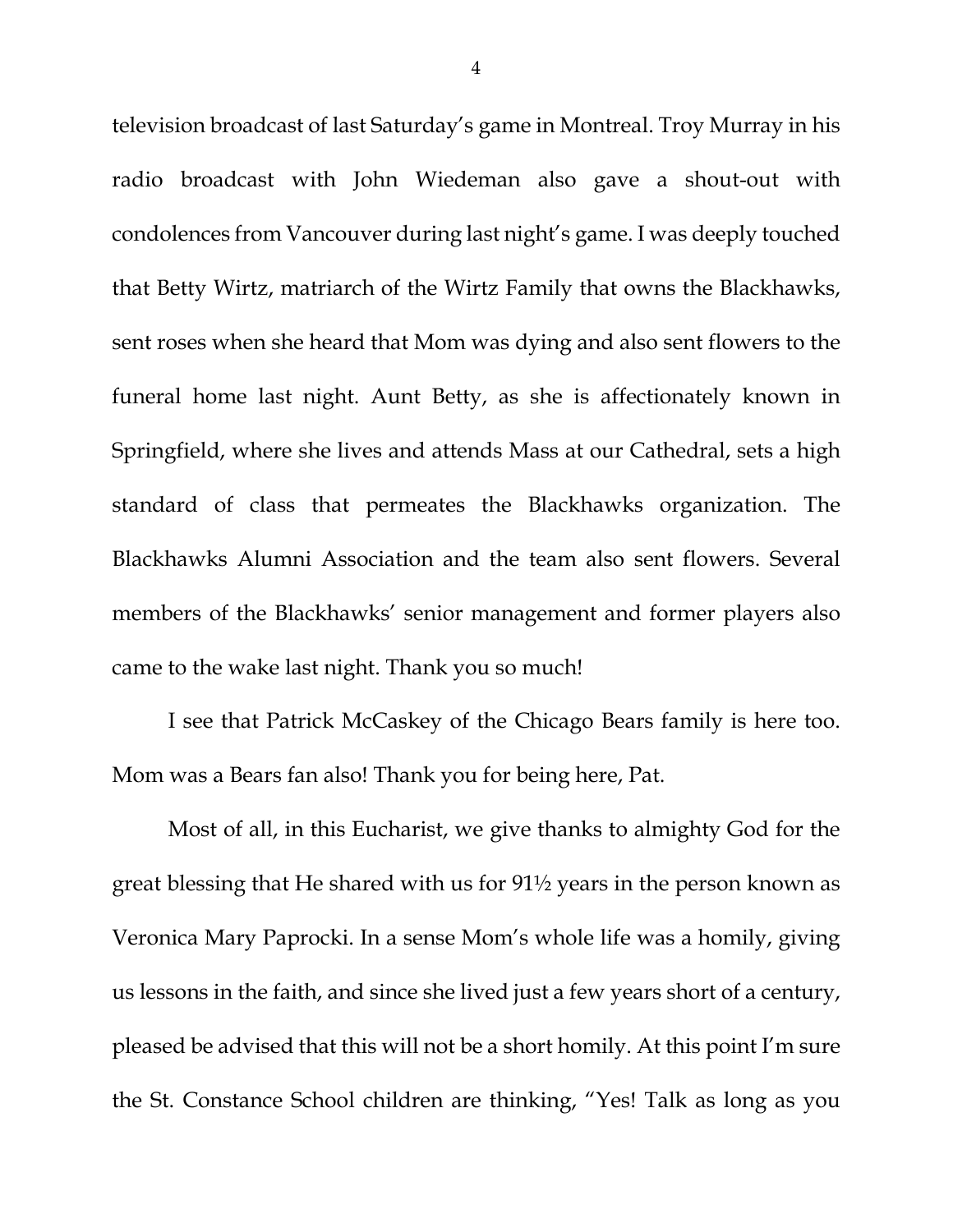television broadcast of last Saturday's game in Montreal. Troy Murray in his radio broadcast with John Wiedeman also gave a shout-out with condolences from Vancouver during last night's game. I was deeply touched that Betty Wirtz, matriarch of the Wirtz Family that owns the Blackhawks, sent roses when she heard that Mom was dying and also sent flowers to the funeral home last night. Aunt Betty, as she is affectionately known in Springfield, where she lives and attends Mass at our Cathedral, sets a high standard of class that permeates the Blackhawks organization. The Blackhawks Alumni Association and the team also sent flowers. Several members of the Blackhawks' senior management and former players also came to the wake last night. Thank you so much!

I see that Patrick McCaskey of the Chicago Bears family is here too. Mom was a Bears fan also! Thank you for being here, Pat.

Most of all, in this Eucharist, we give thanks to almighty God for the great blessing that He shared with us for 91½ years in the person known as Veronica Mary Paprocki. In a sense Mom's whole life was a homily, giving us lessons in the faith, and since she lived just a few years short of a century, pleased be advised that this will not be a short homily. At this point I'm sure the St. Constance School children are thinking, "Yes! Talk as long as you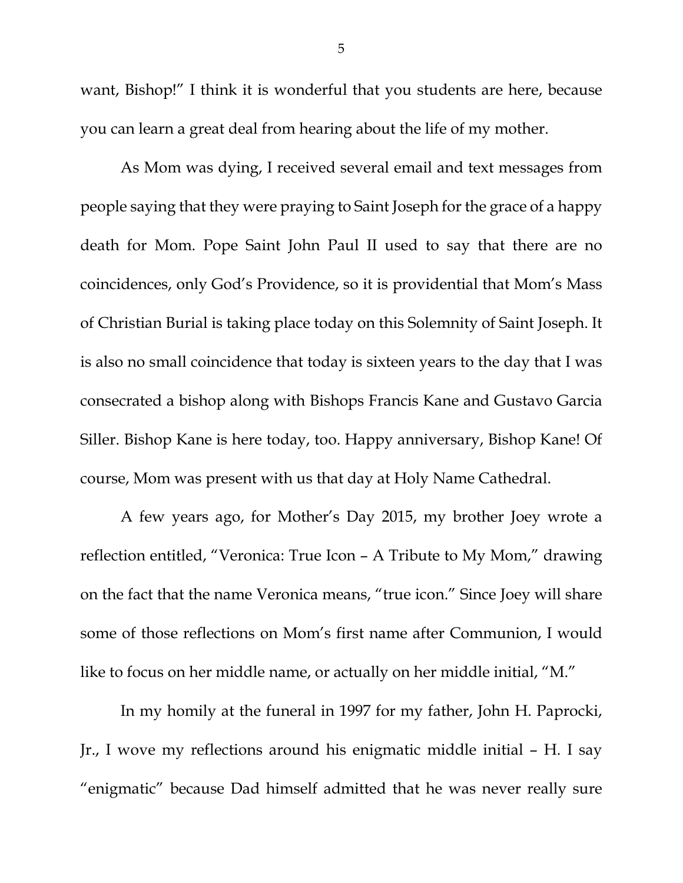want, Bishop!" I think it is wonderful that you students are here, because you can learn a great deal from hearing about the life of my mother.

As Mom was dying, I received several email and text messages from people saying that they were praying to Saint Joseph for the grace of a happy death for Mom. Pope Saint John Paul II used to say that there are no coincidences, only God's Providence, so it is providential that Mom's Mass of Christian Burial is taking place today on this Solemnity of Saint Joseph. It is also no small coincidence that today is sixteen years to the day that I was consecrated a bishop along with Bishops Francis Kane and Gustavo Garcia Siller. Bishop Kane is here today, too. Happy anniversary, Bishop Kane! Of course, Mom was present with us that day at Holy Name Cathedral.

A few years ago, for Mother's Day 2015, my brother Joey wrote a reflection entitled, "Veronica: True Icon – A Tribute to My Mom," drawing on the fact that the name Veronica means, "true icon." Since Joey will share some of those reflections on Mom's first name after Communion, I would like to focus on her middle name, or actually on her middle initial, "M."

In my homily at the funeral in 1997 for my father, John H. Paprocki, Jr., I wove my reflections around his enigmatic middle initial – H. I say "enigmatic" because Dad himself admitted that he was never really sure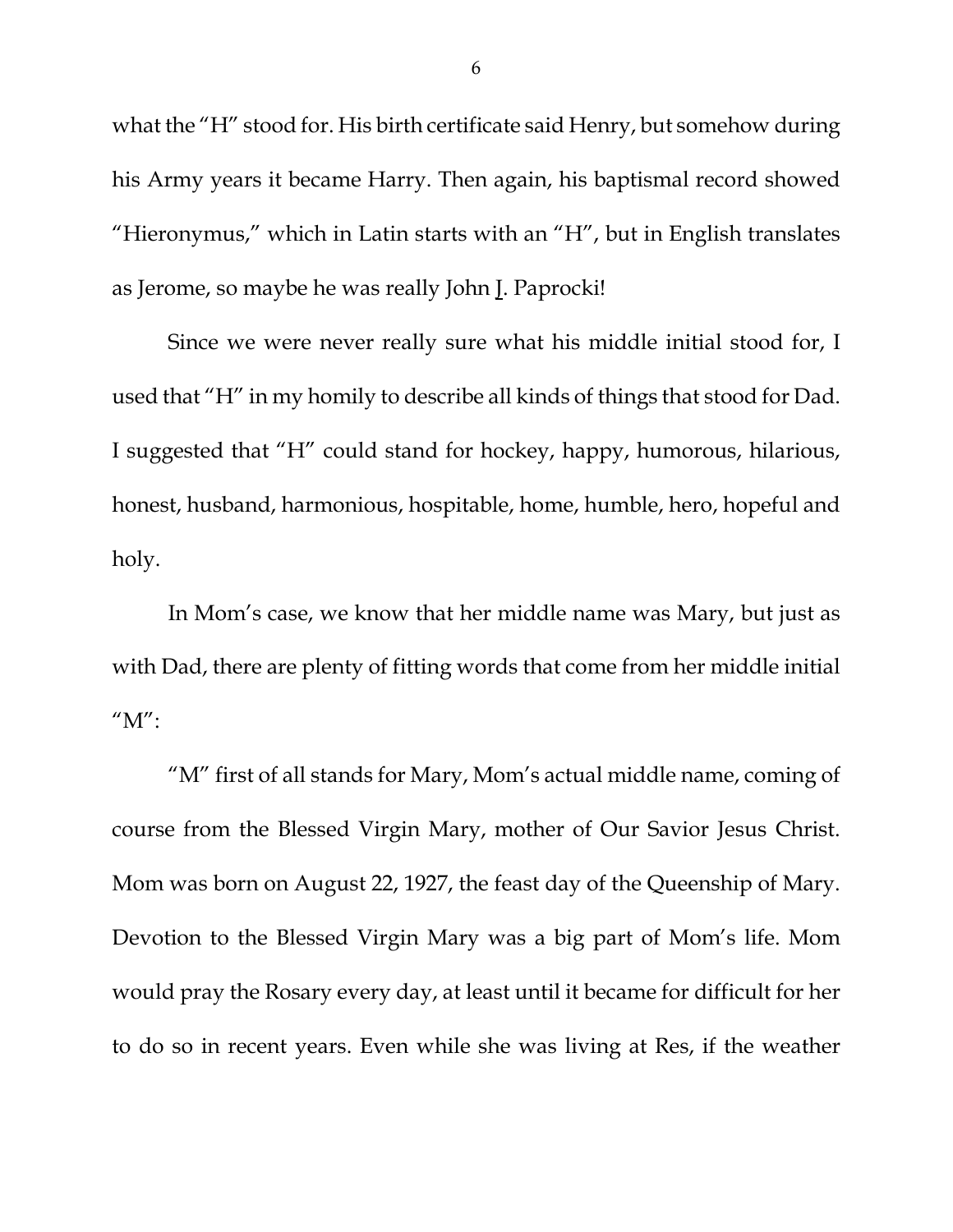what the "H" stood for. His birth certificate said Henry, but somehow during his Army years it became Harry. Then again, his baptismal record showed "Hieronymus," which in Latin starts with an "H", but in English translates as Jerome, so maybe he was really John J. Paprocki!

Since we were never really sure what his middle initial stood for, I used that "H" in my homily to describe all kinds of things that stood for Dad. I suggested that "H" could stand for hockey, happy, humorous, hilarious, honest, husband, harmonious, hospitable, home, humble, hero, hopeful and holy.

In Mom's case, we know that her middle name was Mary, but just as with Dad, there are plenty of fitting words that come from her middle initial "M":

"M" first of all stands for Mary, Mom's actual middle name, coming of course from the Blessed Virgin Mary, mother of Our Savior Jesus Christ. Mom was born on August 22, 1927, the feast day of the Queenship of Mary. Devotion to the Blessed Virgin Mary was a big part of Mom's life. Mom would pray the Rosary every day, at least until it became for difficult for her to do so in recent years. Even while she was living at Res, if the weather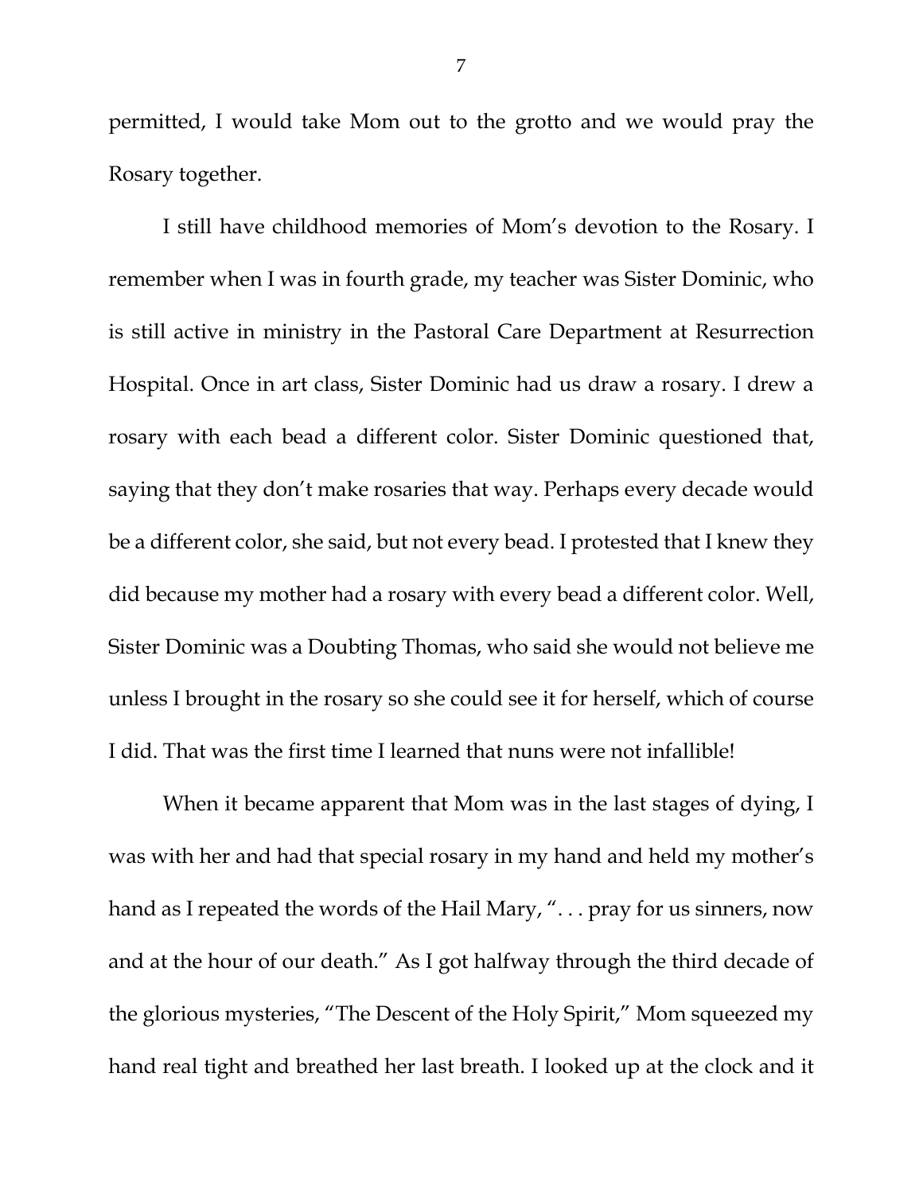permitted, I would take Mom out to the grotto and we would pray the Rosary together.

I still have childhood memories of Mom's devotion to the Rosary. I remember when I was in fourth grade, my teacher was Sister Dominic, who is still active in ministry in the Pastoral Care Department at Resurrection Hospital. Once in art class, Sister Dominic had us draw a rosary. I drew a rosary with each bead a different color. Sister Dominic questioned that, saying that they don't make rosaries that way. Perhaps every decade would be a different color, she said, but not every bead. I protested that I knew they did because my mother had a rosary with every bead a different color. Well, Sister Dominic was a Doubting Thomas, who said she would not believe me unless I brought in the rosary so she could see it for herself, which of course I did. That was the first time I learned that nuns were not infallible!

When it became apparent that Mom was in the last stages of dying, I was with her and had that special rosary in my hand and held my mother's hand as I repeated the words of the Hail Mary, ". . . pray for us sinners, now and at the hour of our death." As I got halfway through the third decade of the glorious mysteries, "The Descent of the Holy Spirit," Mom squeezed my hand real tight and breathed her last breath. I looked up at the clock and it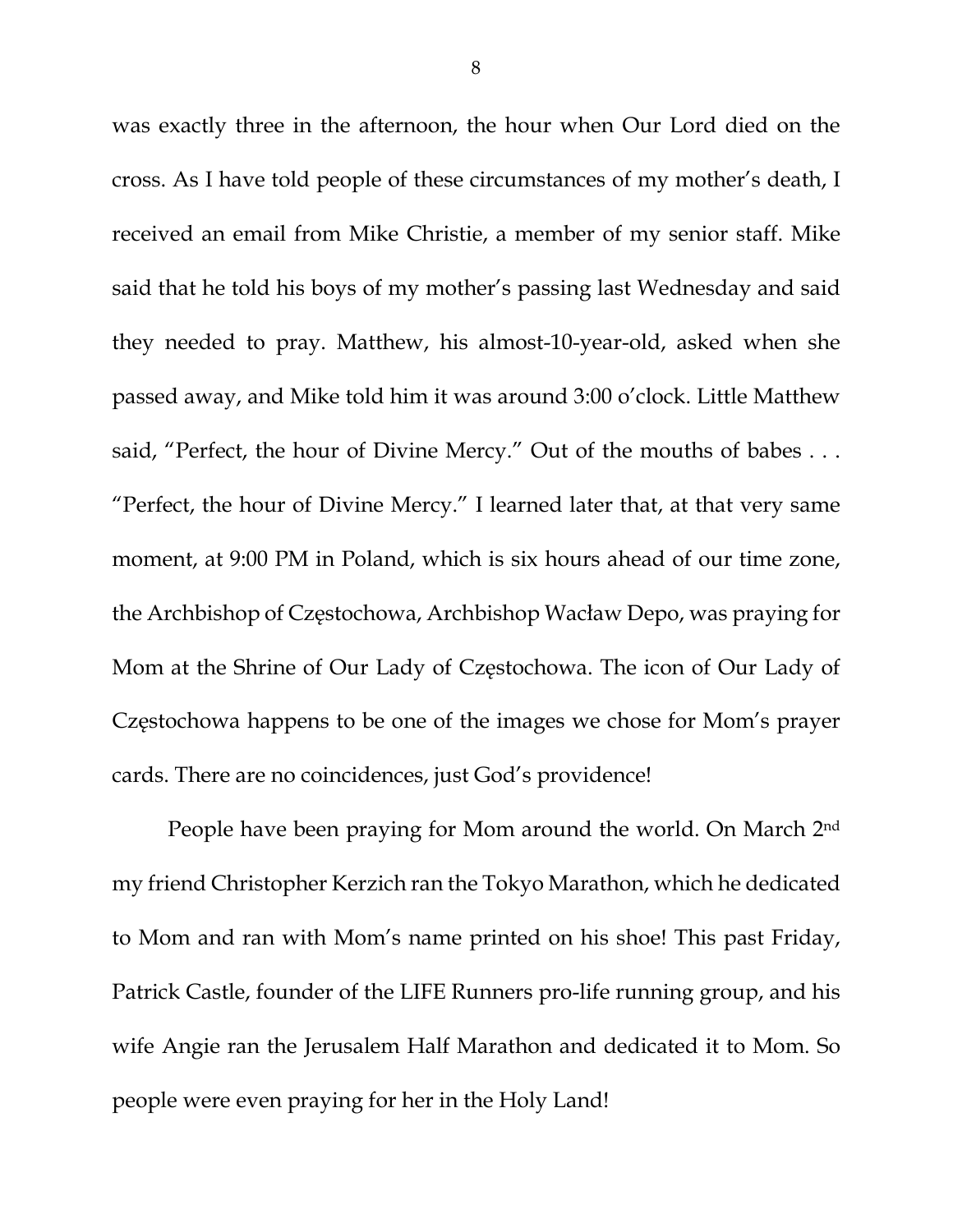was exactly three in the afternoon, the hour when Our Lord died on the cross. As I have told people of these circumstances of my mother's death, I received an email from Mike Christie, a member of my senior staff. Mike said that he told his boys of my mother's passing last Wednesday and said they needed to pray. Matthew, his almost-10-year-old, asked when she passed away, and Mike told him it was around 3:00 o'clock. Little Matthew said, "Perfect, the hour of Divine Mercy." Out of the mouths of babes . . . "Perfect, the hour of Divine Mercy." I learned later that, at that very same moment, at 9:00 PM in Poland, which is six hours ahead of our time zone, the Archbishop of Częstochowa, Archbishop Wacław Depo, was praying for Mom at the Shrine of Our Lady of Częstochowa. The icon of Our Lady of Częstochowa happens to be one of the images we chose for Mom's prayer cards. There are no coincidences, just God's providence!

People have been praying for Mom around the world. On March 2nd my friend Christopher Kerzich ran the Tokyo Marathon, which he dedicated to Mom and ran with Mom's name printed on his shoe! This past Friday, Patrick Castle, founder of the LIFE Runners pro-life running group, and his wife Angie ran the Jerusalem Half Marathon and dedicated it to Mom. So people were even praying for her in the Holy Land!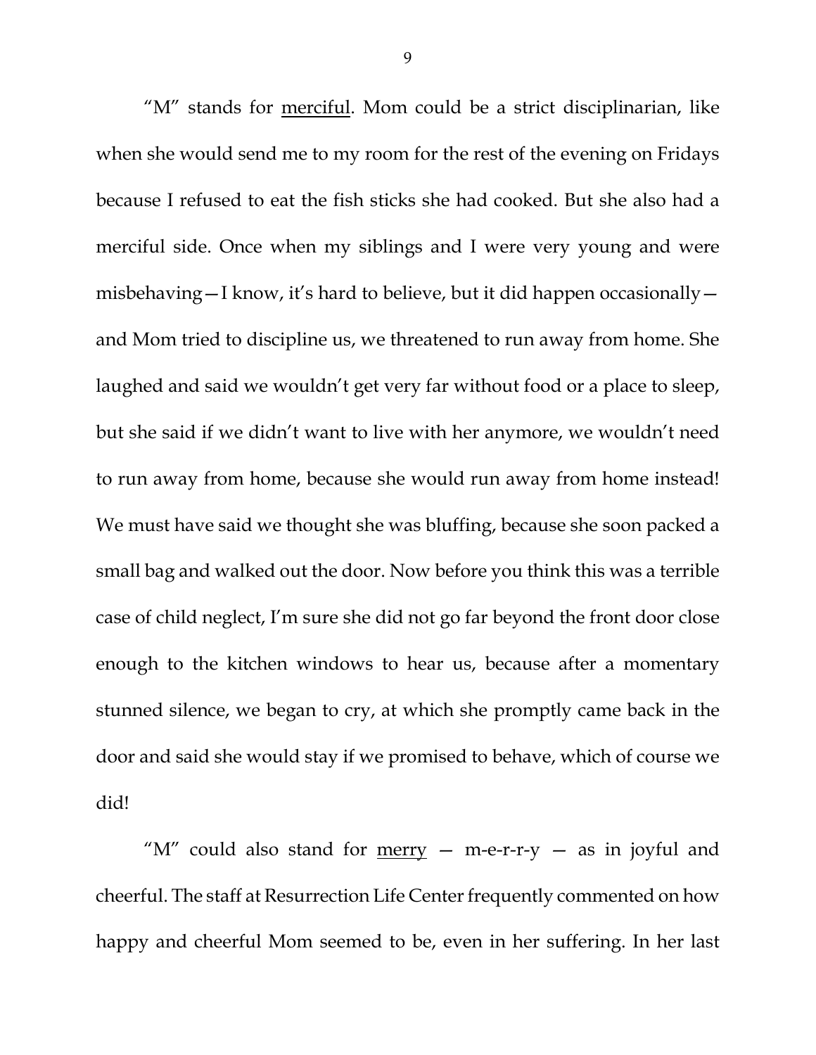"M" stands for <u>merciful</u>. Mom could be a strict disciplinarian, like when she would send me to my room for the rest of the evening on Fridays because I refused to eat the fish sticks she had cooked. But she also had a merciful side. Once when my siblings and I were very young and were misbehaving—I know, it's hard to believe, but it did happen occasionally—and Mom tried to discipline us, we threatened to run away from home. She laughed and said we wouldn't get very far without food or a place to sleep, but she said if we didn't want to live with her anymore, we wouldn't need to run away from home, because she would run away from home instead! We must have said we thought she was bluffing, because she soon packed a small bag and walked out the door. Now before you think this was a terrible case of child neglect, I'm sure she did not go far beyond the front door close enough to the kitchen windows to hear us, because after a momentary stunned silence, we began to cry, at which she promptly came back in the door and said she would stay if we promised to behave, which of course we did!

"M" could also stand for <u>merry</u> — m-e-r-r-y — as in joyful and cheerful. The staff at Resurrection Life Center frequently commented on how happy and cheerful Mom seemed to be, even in her suffering. In her last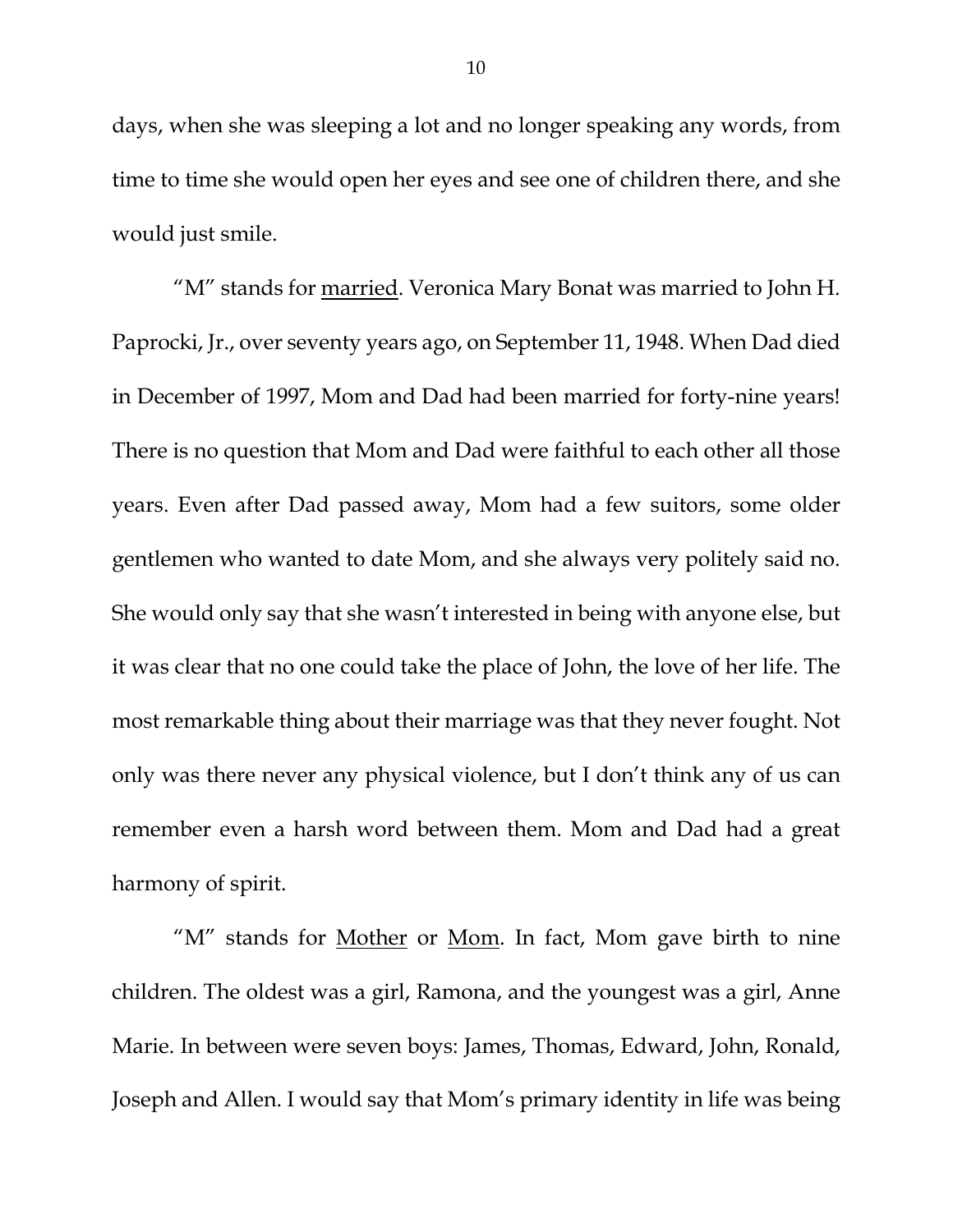days, when she was sleeping a lot and no longer speaking any words, from time to time she would open her eyes and see one of children there, and she would just smile.

"M" stands for <u>married</u>. Veronica Mary Bonat was married to John H. Paprocki, Jr., over seventy years ago, on September 11, 1948. When Dad died in December of 1997, Mom and Dad had been married for forty-nine years! There is no question that Mom and Dad were faithful to each other all those years. Even after Dad passed away, Mom had a few suitors, some older gentlemen who wanted to date Mom, and she always very politely said no. She would only say that she wasn't interested in being with anyone else, but it was clear that no one could take the place of John, the love of her life. The most remarkable thing about their marriage was that they never fought. Not only was there never any physical violence, but I don't think any of us can remember even a harsh word between them. Mom and Dad had a great harmony of spirit.

"M" stands for <u>Mother</u> or <u>Mom</u>. In fact, Mom gave birth to nine children. The oldest was a girl, Ramona, and the youngest was a girl, Anne Marie. In between were seven boys: James, Thomas, Edward, John, Ronald, Joseph and Allen. I would say that Mom's primary identity in life was being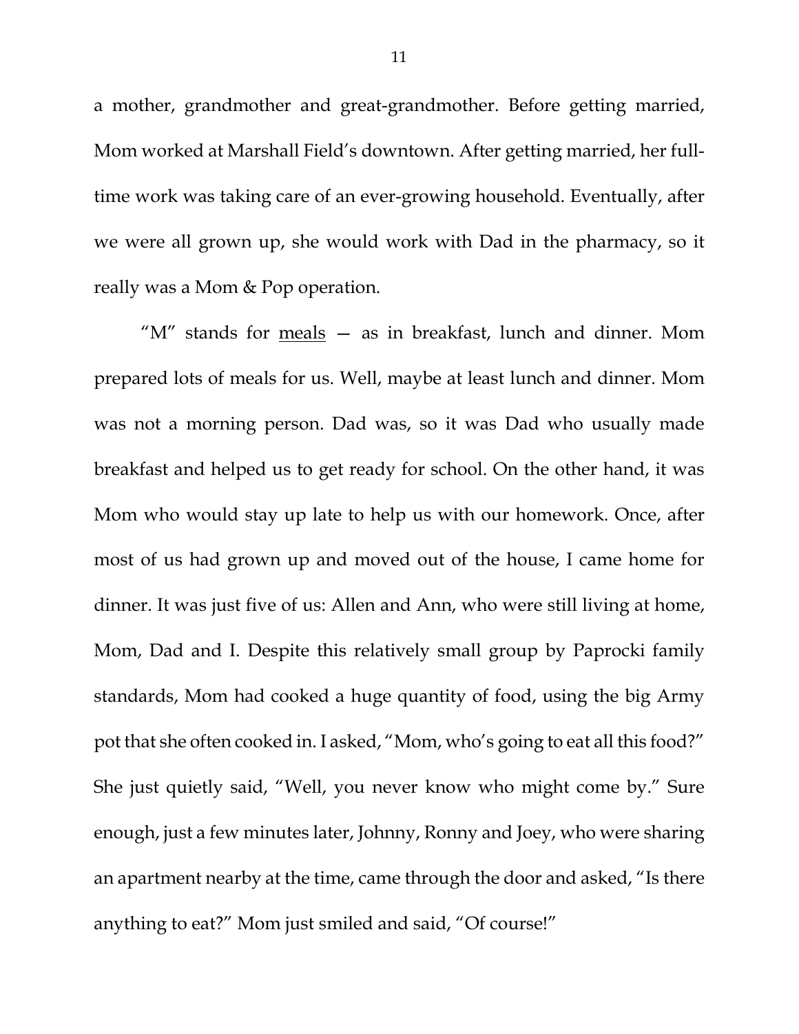a mother, grandmother and great-grandmother. Before getting married, Mom worked at Marshall Field's downtown. After getting married, her full-time work was taking care of an ever-growing household. Eventually, after we were all grown up, she would work with Dad in the pharmacy, so it really was a Mom & Pop operation.

"M" stands for <u>meals</u> — as in breakfast, lunch and dinner. Mom prepared lots of meals for us. Well, maybe at least lunch and dinner. Mom was not a morning person. Dad was, so it was Dad who usually made breakfast and helped us to get ready for school. On the other hand, it was Mom who would stay up late to help us with our homework. Once, after most of us had grown up and moved out of the house, I came home for dinner. It was just five of us: Allen and Ann, who were still living at home, Mom, Dad and I. Despite this relatively small group by Paprocki family standards, Mom had cooked a huge quantity of food, using the big Army pot that she often cooked in. I asked, "Mom, who's going to eat all this food?" She just quietly said, "Well, you never know who might come by." Sure enough, just a few minutes later, Johnny, Ronny and Joey, who were sharing an apartment nearby at the time, came through the door and asked, "Is there anything to eat?" Mom just smiled and said, "Of course!"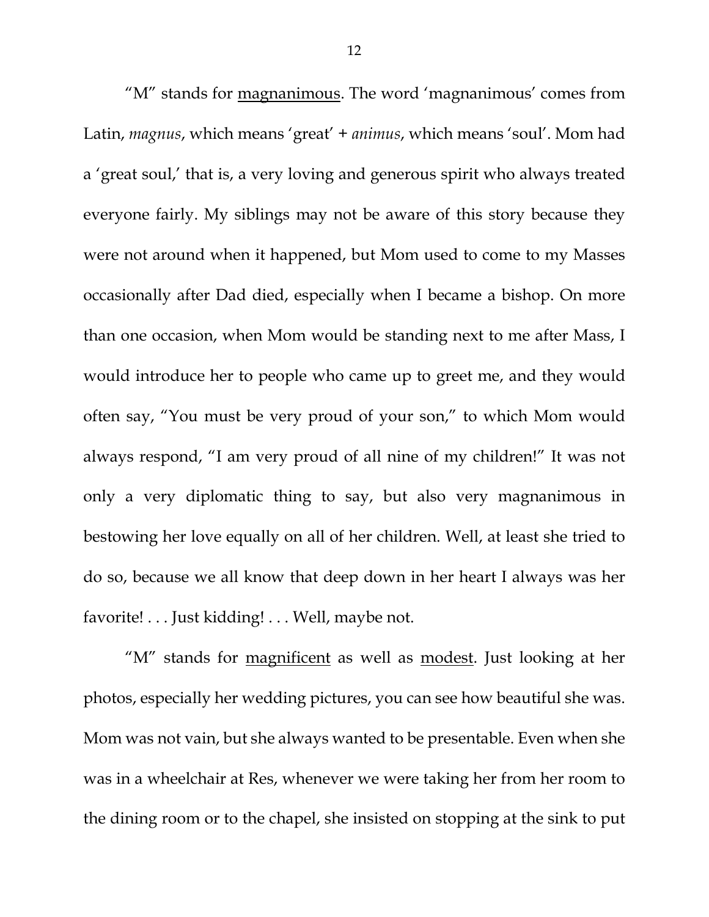"M" stands for <u>magnanimous</u>. The word 'magnanimous' comes from Latin, *magnus*, which means 'great' + *animus*, which means 'soul'. Mom had a 'great soul,' that is, a very loving and generous spirit who always treated everyone fairly. My siblings may not be aware of this story because they were not around when it happened, but Mom used to come to my Masses occasionally after Dad died, especially when I became a bishop. On more than one occasion, when Mom would be standing next to me after Mass, I would introduce her to people who came up to greet me, and they would often say, "You must be very proud of your son," to which Mom would always respond, "I am very proud of all nine of my children!" It was not only a very diplomatic thing to say, but also very magnanimous in bestowing her love equally on all of her children. Well, at least she tried to do so, because we all know that deep down in her heart I always was her favorite! . . . Just kidding! . . . Well, maybe not.

"M" stands for <u>magnificent</u> as well as <u>modest</u>. Just looking at her photos, especially her wedding pictures, you can see how beautiful she was. Mom was not vain, but she always wanted to be presentable. Even when she was in a wheelchair at Res, whenever we were taking her from her room to the dining room or to the chapel, she insisted on stopping at the sink to put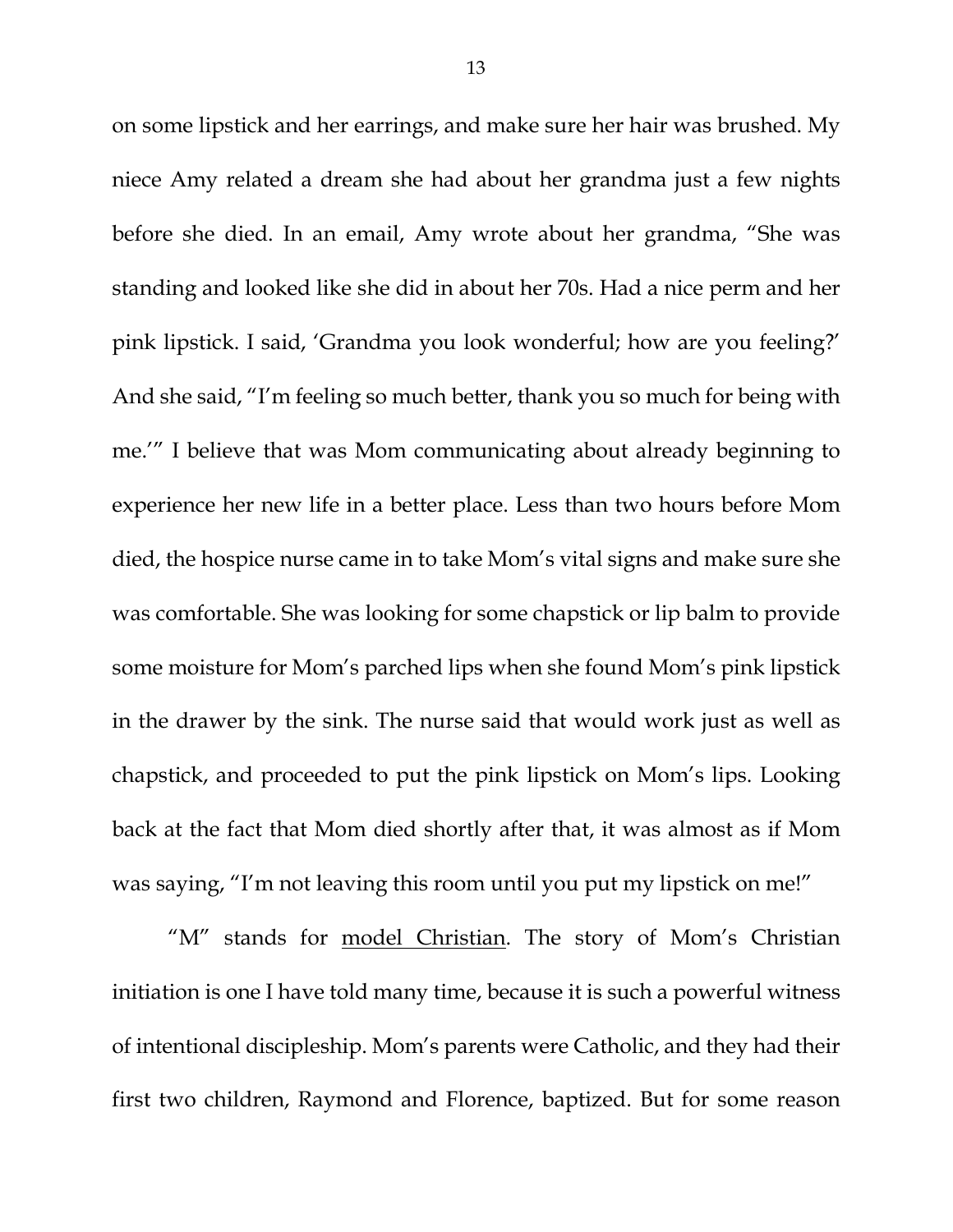on some lipstick and her earrings, and make sure her hair was brushed. My niece Amy related a dream she had about her grandma just a few nights before she died. In an email, Amy wrote about her grandma, "She was standing and looked like she did in about her 70s. Had a nice perm and her pink lipstick. I said, 'Grandma you look wonderful; how are you feeling?' And she said, "I'm feeling so much better, thank you so much for being with me.'" I believe that was Mom communicating about already beginning to experience her new life in a better place. Less than two hours before Mom died, the hospice nurse came in to take Mom's vital signs and make sure she was comfortable. She was looking for some chapstick or lip balm to provide some moisture for Mom's parched lips when she found Mom's pink lipstick in the drawer by the sink. The nurse said that would work just as well as chapstick, and proceeded to put the pink lipstick on Mom's lips. Looking back at the fact that Mom died shortly after that, it was almost as if Mom was saying, "I'm not leaving this room until you put my lipstick on me!"

"M" stands for <u>model Christian</u>. The story of Mom's Christian initiation is one I have told many time, because it is such a powerful witness of intentional discipleship. Mom's parents were Catholic, and they had their first two children, Raymond and Florence, baptized. But for some reason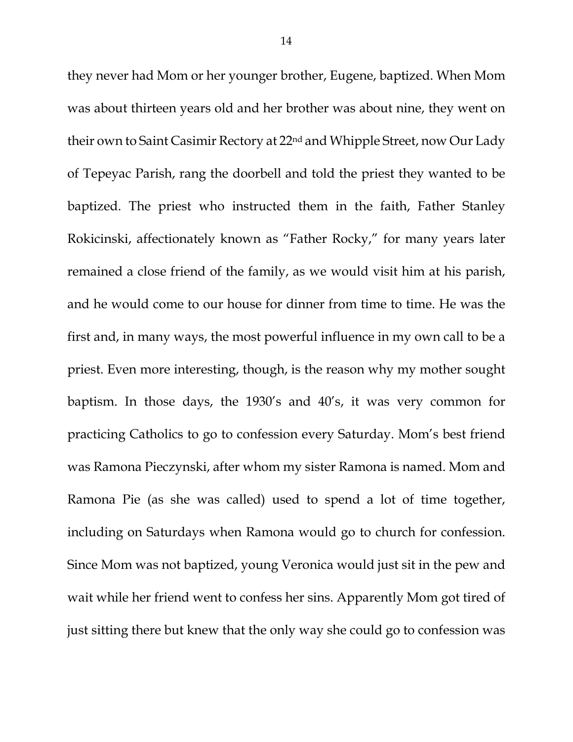they never had Mom or her younger brother, Eugene, baptized. When Mom was about thirteen years old and her brother was about nine, they went on their own to Saint Casimir Rectory at 22nd and Whipple Street, now Our Lady of Tepeyac Parish, rang the doorbell and told the priest they wanted to be baptized. The priest who instructed them in the faith, Father Stanley Rokicinski, affectionately known as "Father Rocky," for many years later remained a close friend of the family, as we would visit him at his parish, and he would come to our house for dinner from time to time. He was the first and, in many ways, the most powerful influence in my own call to be a priest. Even more interesting, though, is the reason why my mother sought baptism. In those days, the 1930's and 40's, it was very common for practicing Catholics to go to confession every Saturday. Mom's best friend was Ramona Pieczynski, after whom my sister Ramona is named. Mom and Ramona Pie (as she was called) used to spend a lot of time together, including on Saturdays when Ramona would go to church for confession. Since Mom was not baptized, young Veronica would just sit in the pew and wait while her friend went to confess her sins. Apparently Mom got tired of just sitting there but knew that the only way she could go to confession was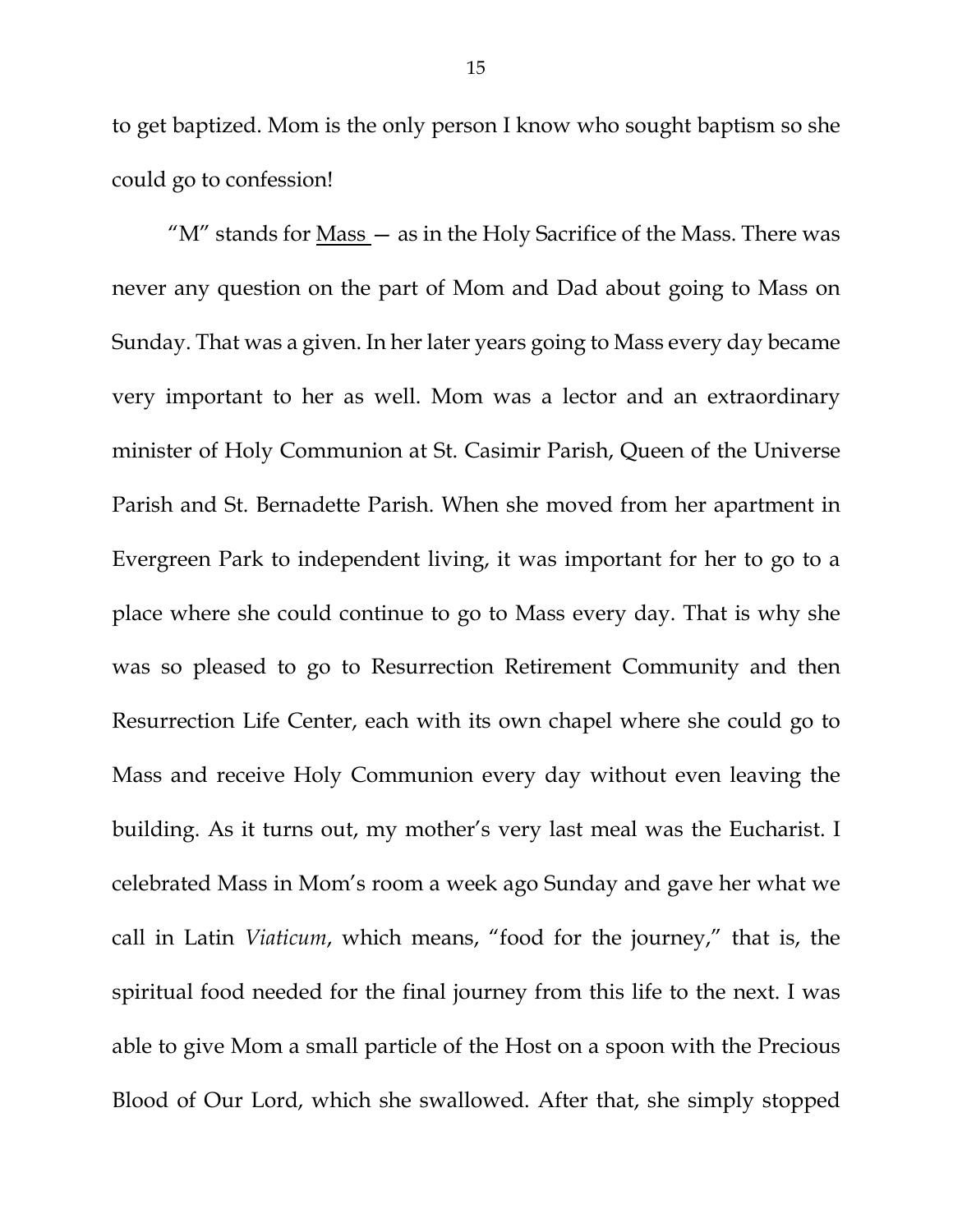to get baptized. Mom is the only person I know who sought baptism so she could go to confession!

"M" stands for Mass — as in the Holy Sacrifice of the Mass. There was never any question on the part of Mom and Dad about going to Mass on Sunday. That was a given. In her later years going to Mass every day became very important to her as well. Mom was a lector and an extraordinary minister of Holy Communion at St. Casimir Parish, Queen of the Universe Parish and St. Bernadette Parish. When she moved from her apartment in Evergreen Park to independent living, it was important for her to go to a place where she could continue to go to Mass every day. That is why she was so pleased to go to Resurrection Retirement Community and then Resurrection Life Center, each with its own chapel where she could go to Mass and receive Holy Communion every day without even leaving the building. As it turns out, my mother's very last meal was the Eucharist. I celebrated Mass in Mom's room a week ago Sunday and gave her what we call in Latin *Viaticum*, which means, "food for the journey," that is, the spiritual food needed for the final journey from this life to the next. I was able to give Mom a small particle of the Host on a spoon with the Precious Blood of Our Lord, which she swallowed. After that, she simply stopped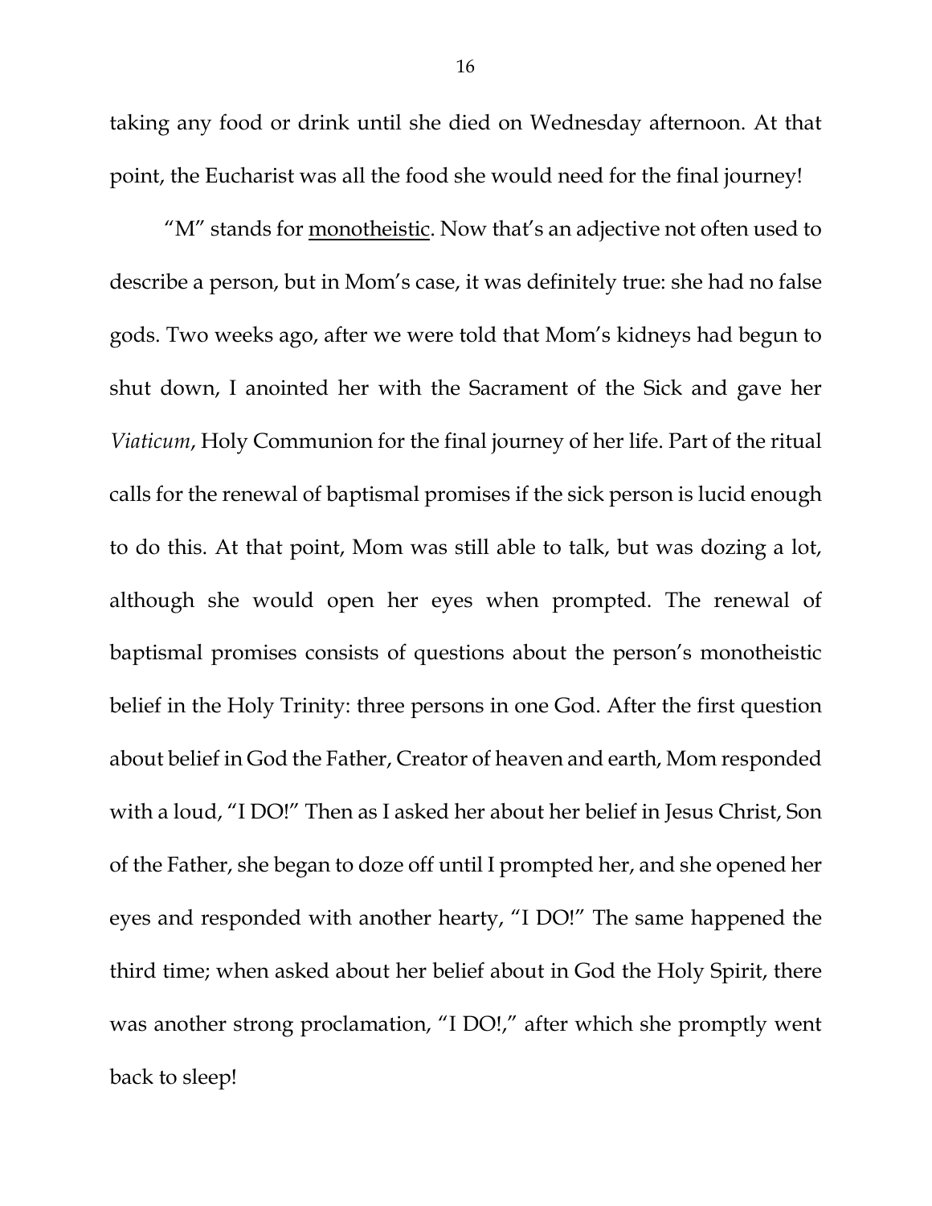taking any food or drink until she died on Wednesday afternoon. At that point, the Eucharist was all the food she would need for the final journey!

"M" stands for <u>monotheistic</u>. Now that's an adjective not often used to describe a person, but in Mom's case, it was definitely true: she had no false gods. Two weeks ago, after we were told that Mom's kidneys had begun to shut down, I anointed her with the Sacrament of the Sick and gave her *Viaticum*, Holy Communion for the final journey of her life. Part of the ritual calls for the renewal of baptismal promises if the sick person is lucid enough to do this. At that point, Mom was still able to talk, but was dozing a lot, although she would open her eyes when prompted. The renewal of baptismal promises consists of questions about the person's monotheistic belief in the Holy Trinity: three persons in one God. After the first question about belief in God the Father, Creator of heaven and earth, Mom responded with a loud, "I DO!" Then as I asked her about her belief in Jesus Christ, Son of the Father, she began to doze off until I prompted her, and she opened her eyes and responded with another hearty, "I DO!" The same happened the third time; when asked about her belief about in God the Holy Spirit, there was another strong proclamation, "I DO!," after which she promptly went back to sleep!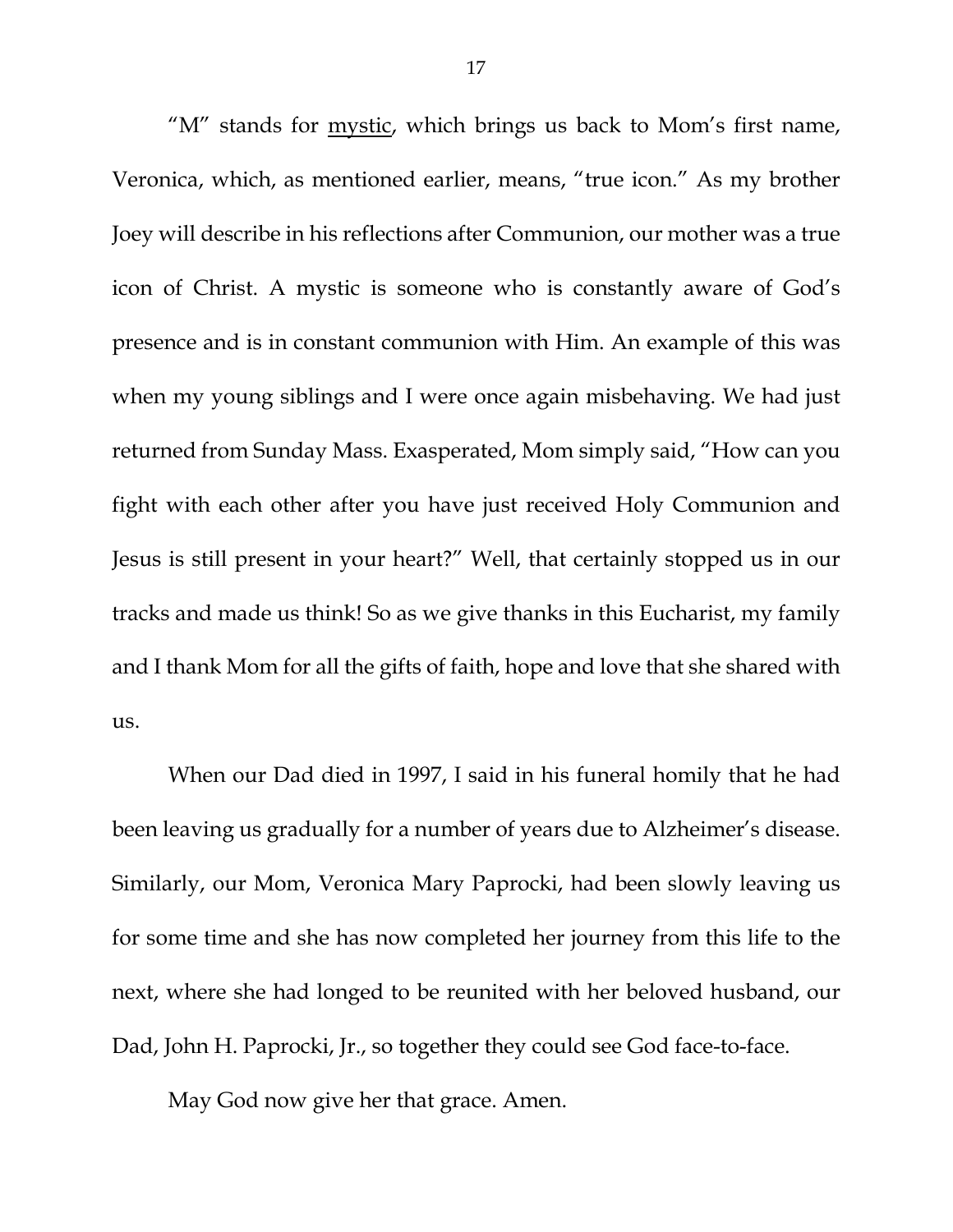"M" stands for <u>mystic</u>, which brings us back to Mom's first name, Veronica, which, as mentioned earlier, means, "true icon." As my brother Joey will describe in his reflections after Communion, our mother was a true icon of Christ. A mystic is someone who is constantly aware of God's presence and is in constant communion with Him. An example of this was when my young siblings and I were once again misbehaving. We had just returned from Sunday Mass. Exasperated, Mom simply said, "How can you fight with each other after you have just received Holy Communion and Jesus is still present in your heart?" Well, that certainly stopped us in our tracks and made us think! So as we give thanks in this Eucharist, my family and I thank Mom for all the gifts of faith, hope and love that she shared with us.

When our Dad died in 1997, I said in his funeral homily that he had been leaving us gradually for a number of years due to Alzheimer's disease. Similarly, our Mom, Veronica Mary Paprocki, had been slowly leaving us for some time and she has now completed her journey from this life to the next, where she had longed to be reunited with her beloved husband, our Dad, John H. Paprocki, Jr., so together they could see God face-to-face.

May God now give her that grace. Amen.